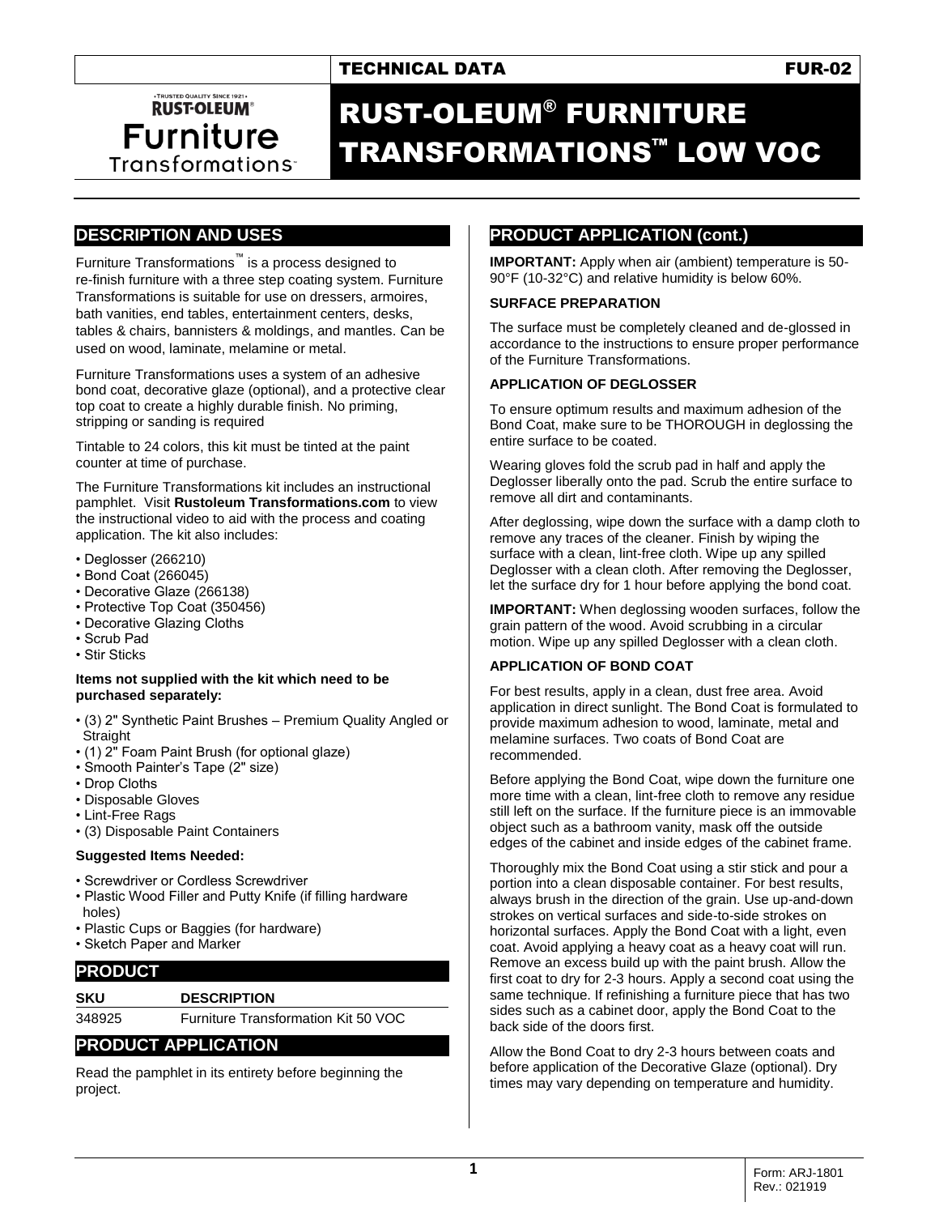TECHNICAL DATA FUR-02

# RUST-OLEUM® FURNITURE TRANSFORMATIONS™ LOW VOC

## DESCRIPTION AND USES

Furniture Transformations™ is a process designed to re-finish furniture with a three step coating system. Furniture Transformations is suitable for use on dressers, armoires, bath vanities, end tables, entertainment centers, desks, tables & chairs, bannisters & moldings, and mantles. Can be used on wood, laminate, melamine or metal.

Furniture Transformations uses a system of an adhesive bond coat, decorative glaze (optional), and a protective clear top coat to create a highly durable finish. No priming, stripping or sanding is required

Tintable to 24 colors, this kit must be tinted at the paint counter at time of purchase.

The Furniture Transformations kit includes an instructional pamphlet. Visit **Rustoleum Transformations.com** to view the instructional video to aid with the process and coating application. The kit also includes:

- Deglosser (266210)
- Bond Coat (266045)
- Decorative Glaze (266138)
- Protective Top Coat (350456)
- Decorative Glazing Cloths
- Scrub Pad
- Stir Sticks

**Items not supplied with the kit which need to be purchased separately:**

- (3) 2" Synthetic Paint Brushes – Premium Quality Angled or Straight
- (1) 2" Foam Paint Brush (for optional glaze)
- Smooth Painter's Tape (2" size)
- Drop Cloths
- Disposable Gloves
- Lint-Free Rags
- (3) Disposable Paint Containers

**Suggested Items Needed:**

- Screwdriver or Cordless Screwdriver
- Plastic Wood Filler and Putty Knife (if filling hardware holes)
- Plastic Cups or Baggies (for hardware)
- Sketch Paper and Marker

## PRODUCT

| SKU | DESCRIPTION |
|---|---|
| 348925 | Furniture Transformation Kit 50 VOC |

## PRODUCT APPLICATION

Read the pamphlet in its entirety before beginning the project.

## PRODUCT APPLICATION (cont.)

**IMPORTANT:** Apply when air (ambient) temperature is 50-90°F (10-32°C) and relative humidity is below 60%.

### SURFACE PREPARATION

The surface must be completely cleaned and de-glossed in accordance to the instructions to ensure proper performance of the Furniture Transformations.

### APPLICATION OF DEGLOSSER

To ensure optimum results and maximum adhesion of the Bond Coat, make sure to be THOROUGH in deglossing the entire surface to be coated.

Wearing gloves fold the scrub pad in half and apply the Deglosser liberally onto the pad. Scrub the entire surface to remove all dirt and contaminants.

After deglossing, wipe down the surface with a damp cloth to remove any traces of the cleaner. Finish by wiping the surface with a clean, lint-free cloth. Wipe up any spilled Deglosser with a clean cloth. After removing the Deglosser, let the surface dry for 1 hour before applying the bond coat.

**IMPORTANT:** When deglossing wooden surfaces, follow the grain pattern of the wood. Avoid scrubbing in a circular motion. Wipe up any spilled Deglosser with a clean cloth.

### APPLICATION OF BOND COAT

For best results, apply in a clean, dust free area. Avoid application in direct sunlight. The Bond Coat is formulated to provide maximum adhesion to wood, laminate, metal and melamine surfaces. Two coats of Bond Coat are recommended.

Before applying the Bond Coat, wipe down the furniture one more time with a clean, lint-free cloth to remove any residue still left on the surface. If the furniture piece is an immovable object such as a bathroom vanity, mask off the outside edges of the cabinet and inside edges of the cabinet frame.

Thoroughly mix the Bond Coat using a stir stick and pour a portion into a clean disposable container. For best results, always brush in the direction of the grain. Use up-and-down strokes on vertical surfaces and side-to-side strokes on horizontal surfaces. Apply the Bond Coat with a light, even coat. Avoid applying a heavy coat as a heavy coat will run. Remove an excess build up with the paint brush. Allow the first coat to dry for 2-3 hours. Apply a second coat using the same technique. If refinishing a furniture piece that has two sides such as a cabinet door, apply the Bond Coat to the back side of the doors first.

Allow the Bond Coat to dry 2-3 hours between coats and before application of the Decorative Glaze (optional). Dry times may vary depending on temperature and humidity.

Form: ARJ-1801
Rev.: 021919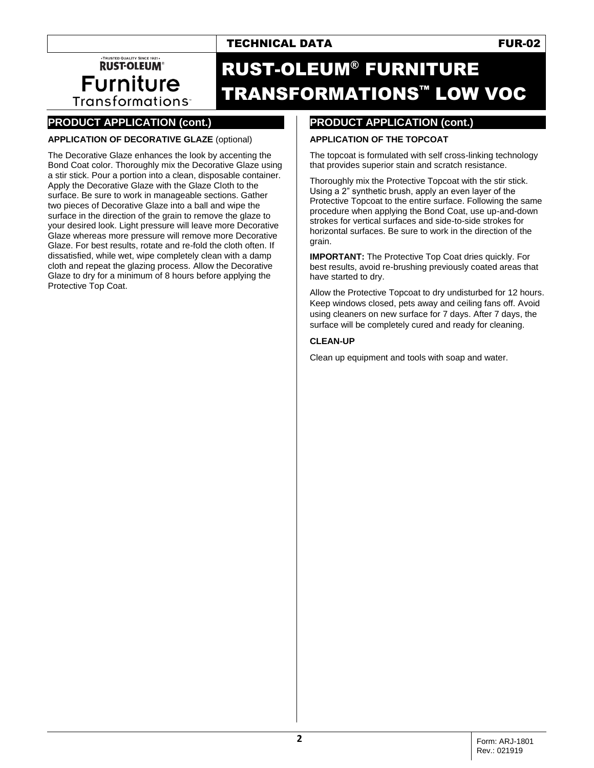## PRODUCT APPLICATION (cont.)

**APPLICATION OF DECORATIVE GLAZE** (optional)

The Decorative Glaze enhances the look by accenting the Bond Coat color. Thoroughly mix the Decorative Glaze using a stir stick. Pour a portion into a clean, disposable container. Apply the Decorative Glaze with the Glaze Cloth to the surface. Be sure to work in manageable sections. Gather two pieces of Decorative Glaze into a ball and wipe the surface in the direction of the grain to remove the glaze to your desired look. Light pressure will leave more Decorative Glaze whereas more pressure will remove more Decorative Glaze. For best results, rotate and re-fold the cloth often. If dissatisfied, while wet, wipe completely clean with a damp cloth and repeat the glazing process. Allow the Decorative Glaze to dry for a minimum of 8 hours before applying the Protective Top Coat.

## PRODUCT APPLICATION (cont.)

**APPLICATION OF THE TOPCOAT**

The topcoat is formulated with self cross-linking technology that provides superior stain and scratch resistance.

Thoroughly mix the Protective Topcoat with the stir stick. Using a 2" synthetic brush, apply an even layer of the Protective Topcoat to the entire surface. Following the same procedure when applying the Bond Coat, use up-and-down strokes for vertical surfaces and side-to-side strokes for horizontal surfaces. Be sure to work in the direction of the grain.

**IMPORTANT:** The Protective Top Coat dries quickly. For best results, avoid re-brushing previously coated areas that have started to dry.

Allow the Protective Topcoat to dry undisturbed for 12 hours. Keep windows closed, pets away and ceiling fans off. Avoid using cleaners on new surface for 7 days. After 7 days, the surface will be completely cured and ready for cleaning.

**CLEAN-UP**

Clean up equipment and tools with soap and water.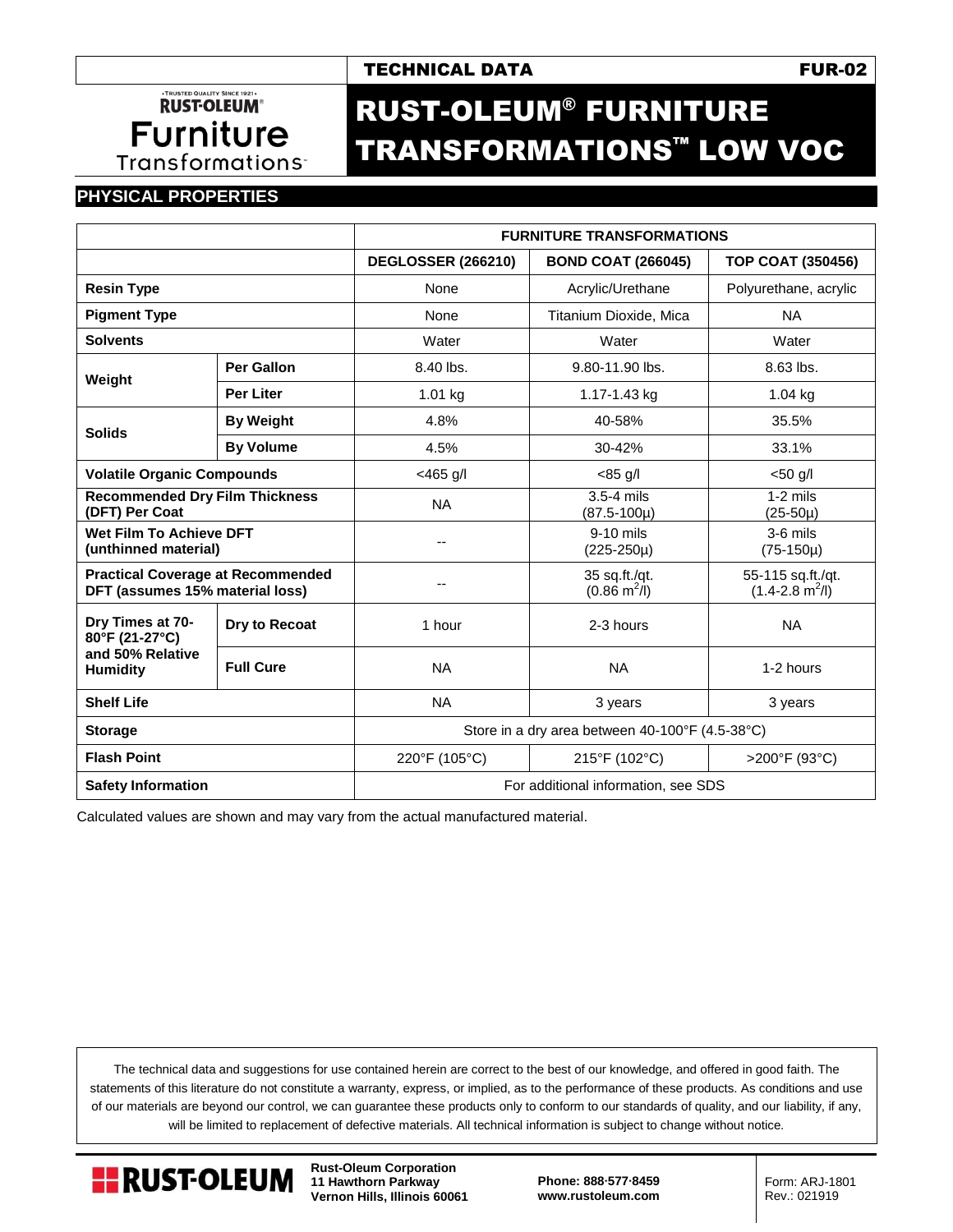# RUST-OLEUM® FURNITURE TRANSFORMATIONS™ LOW VOC

## PHYSICAL PROPERTIES

| | | FURNITURE TRANSFORMATIONS | | |
|---|---|---|---|---|
| | | **DEGLOSSER (266210)** | **BOND COAT (266045)** | **TOP COAT (350456)** |
| **Resin Type** | | None | Acrylic/Urethane | Polyurethane, acrylic |
| **Pigment Type** | | None | Titanium Dioxide, Mica | NA |
| **Solvents** | | Water | Water | Water |
| **Weight** | **Per Gallon** | 8.40 lbs. | 9.80-11.90 lbs. | 8.63 lbs. |
| | **Per Liter** | 1.01 kg | 1.17-1.43 kg | 1.04 kg |
| **Solids** | **By Weight** | 4.8% | 40-58% | 35.5% |
| | **By Volume** | 4.5% | 30-42% | 33.1% |
| **Volatile Organic Compounds** | | <465 g/l | <85 g/l | <50 g/l |
| **Recommended Dry Film Thickness (DFT) Per Coat** | | NA | 3.5-4 mils (87.5-100µ) | 1-2 mils (25-50µ) |
| **Wet Film To Achieve DFT (unthinned material)** | | -- | 9-10 mils (225-250µ) | 3-6 mils (75-150µ) |
| **Practical Coverage at Recommended DFT (assumes 15% material loss)** | | -- | 35 sq.ft./qt. (0.86 $m^2$/l) | 55-115 sq.ft./qt. (1.4-2.8 $m^2$/l) |
| **Dry Times at 70-80°F (21-27°C) and 50% Relative Humidity** | **Dry to Recoat** | 1 hour | 2-3 hours | NA |
| | **Full Cure** | NA | NA | 1-2 hours |
| **Shelf Life** | | NA | 3 years | 3 years |
| **Storage** | | Store in a dry area between 40-100°F (4.5-38°C) | | |
| **Flash Point** | | 220°F (105°C) | 215°F (102°C) | >200°F (93°C) |
| **Safety Information** | | For additional information, see SDS | | |

Calculated values are shown and may vary from the actual manufactured material.

The technical data and suggestions for use contained herein are correct to the best of our knowledge, and offered in good faith. The statements of this literature do not constitute a warranty, express, or implied, as to the performance of these products. As conditions and use of our materials are beyond our control, we can guarantee these products only to conform to our standards of quality, and our liability, if any, will be limited to replacement of defective materials. All technical information is subject to change without notice.

**Rust-Oleum Corporation**
**11 Hawthorn Parkway**
**Vernon Hills, Illinois 60061**

**Phone: 888·577·8459**
**www.rustoleum.com**

Form: ARJ-1801
Rev.: 021919